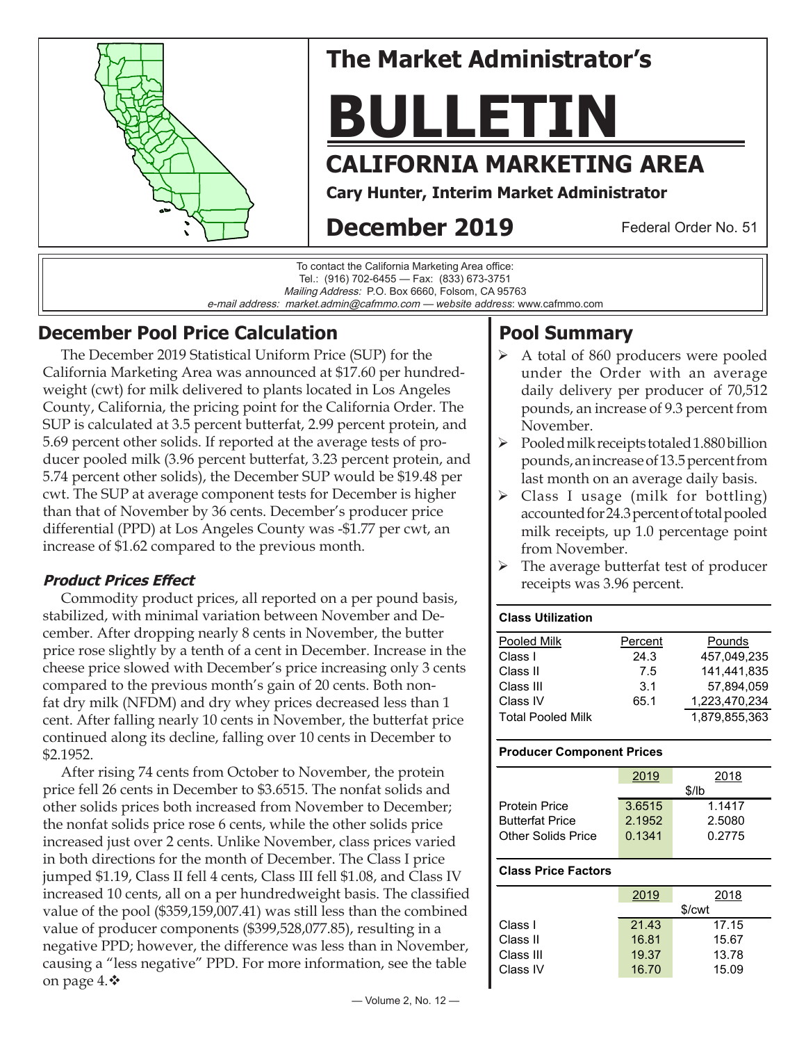# The Market Administrator's

# BULLETIN

## CALIFORNIA MARKETING AREA

**Cary Hunter, Interim Market Administrator**

## December 2019

Federal Order No. 51

To contact the California Marketing Area office:
Tel.: (916) 702-6455 — Fax: (833) 673-3751
*Mailing Address:* P.O. Box 6660, Folsom, CA 95763
*e-mail address: market.admin@cafmmo.com* — *website address*: www.cafmmo.com

## December Pool Price Calculation

The December 2019 Statistical Uniform Price (SUP) for the California Marketing Area was announced at $17.60 per hundredweight (cwt) for milk delivered to plants located in Los Angeles County, California, the pricing point for the California Order. The SUP is calculated at 3.5 percent butterfat, 2.99 percent protein, and 5.69 percent other solids. If reported at the average tests of producer pooled milk (3.96 percent butterfat, 3.23 percent protein, and 5.74 percent other solids), the December SUP would be $19.48 per cwt. The SUP at average component tests for December is higher than that of November by 36 cents. December's producer price differential (PPD) at Los Angeles County was -$1.77 per cwt, an increase of $1.62 compared to the previous month.

### *Product Prices Effect*

Commodity product prices, all reported on a per pound basis, stabilized, with minimal variation between November and December. After dropping nearly 8 cents in November, the butter price rose slightly by a tenth of a cent in December. Increase in the cheese price slowed with December's price increasing only 3 cents compared to the previous month's gain of 20 cents. Both nonfat dry milk (NFDM) and dry whey prices decreased less than 1 cent. After falling nearly 10 cents in November, the butterfat price continued along its decline, falling over 10 cents in December to $2.1952.

After rising 74 cents from October to November, the protein price fell 26 cents in December to $3.6515. The nonfat solids and other solids prices both increased from November to December; the nonfat solids price rose 6 cents, while the other solids price increased just over 2 cents. Unlike November, class prices varied in both directions for the month of December. The Class I price jumped $1.19, Class II fell 4 cents, Class III fell $1.08, and Class IV increased 10 cents, all on a per hundredweight basis. The classified value of the pool ($359,159,007.41) was still less than the combined value of producer components ($399,528,077.85), resulting in a negative PPD; however, the difference was less than in November, causing a "less negative" PPD. For more information, see the table on page 4.❖

## Pool Summary

- A total of 860 producers were pooled under the Order with an average daily delivery per producer of 70,512 pounds, an increase of 9.3 percent from November.
- Pooled milk receipts totaled 1.880 billion pounds, an increase of 13.5 percent from last month on an average daily basis.
- Class I usage (milk for bottling) accounted for 24.3 percent of total pooled milk receipts, up 1.0 percentage point from November.
- The average butterfat test of producer receipts was 3.96 percent.

**Class Utilization**

| Pooled Milk | Percent | Pounds |
|---|---|---|
| Class I | 24.3 | 457,049,235 |
| Class II | 7.5 | 141,441,835 |
| Class III | 3.1 | 57,894,059 |
| Class IV | 65.1 | 1,223,470,234 |
| Total Pooled Milk | | 1,879,855,363 |

**Producer Component Prices**

| | 2019 | 2018 |
|---|---|---|
| | $/lb | |
| Protein Price | 3.6515 | 1.1417 |
| Butterfat Price | 2.1952 | 2.5080 |
| Other Solids Price | 0.1341 | 0.2775 |

**Class Price Factors**

| | 2019 | 2018 |
|---|---|---|
| | $/cwt | |
| Class I | 21.43 | 17.15 |
| Class II | 16.81 | 15.67 |
| Class III | 19.37 | 13.78 |
| Class IV | 16.70 | 15.09 |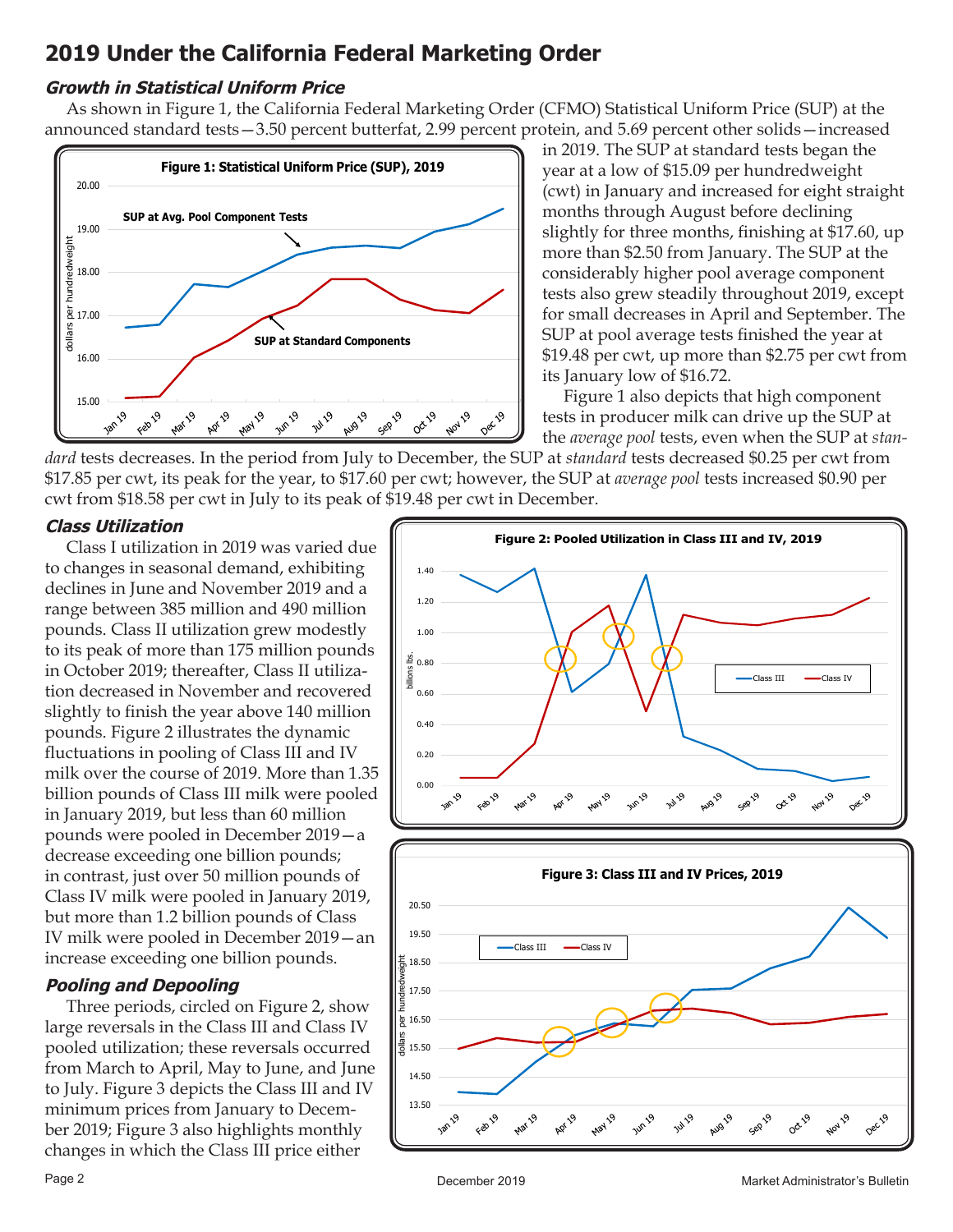# 2019 Under the California Federal Marketing Order

### *Growth in Statistical Uniform Price*

As shown in Figure 1, the California Federal Marketing Order (CFMO) Statistical Uniform Price (SUP) at the announced standard tests—3.50 percent butterfat, 2.99 percent protein, and 5.69 percent other solids—increased in 2019. The SUP at standard tests began the year at a low of $15.09 per hundredweight (cwt) in January and increased for eight straight months through August before declining slightly for three months, finishing at $17.60, up more than $2.50 from January. The SUP at the considerably higher pool average component tests also grew steadily throughout 2019, except for small decreases in April and September. The SUP at pool average tests finished the year at $19.48 per cwt, up more than $2.75 per cwt from its January low of $16.72.

Figure 1 also depicts that high component tests in producer milk can drive up the SUP at the *average pool* tests, even when the SUP at *standard* tests decreases. In the period from July to December, the SUP at *standard* tests decreased $0.25 per cwt from $17.85 per cwt, its peak for the year, to $17.60 per cwt; however, the SUP at *average pool* tests increased $0.90 per cwt from $18.58 per cwt in July to its peak of $19.48 per cwt in December.

**Figure 1: Statistical Uniform Price (SUP), 2019**

### *Class Utilization*

Class I utilization in 2019 was varied due to changes in seasonal demand, exhibiting declines in June and November 2019 and a range between 385 million and 490 million pounds. Class II utilization grew modestly to its peak of more than 175 million pounds in October 2019; thereafter, Class II utilization decreased in November and recovered slightly to finish the year above 140 million pounds. Figure 2 illustrates the dynamic fluctuations in pooling of Class III and IV milk over the course of 2019. More than 1.35 billion pounds of Class III milk were pooled in January 2019, but less than 60 million pounds were pooled in December 2019—a decrease exceeding one billion pounds; in contrast, just over 50 million pounds of Class IV milk were pooled in January 2019, but more than 1.2 billion pounds of Class IV milk were pooled in December 2019—an increase exceeding one billion pounds.

**Figure 2: Pooled Utilization in Class III and IV, 2019**

### *Pooling and Depooling*

Three periods, circled on Figure 2, show large reversals in the Class III and Class IV pooled utilization; these reversals occurred from March to April, May to June, and June to July. Figure 3 depicts the Class III and IV minimum prices from January to December 2019; Figure 3 also highlights monthly changes in which the Class III price either

**Figure 3: Class III and IV Prices, 2019**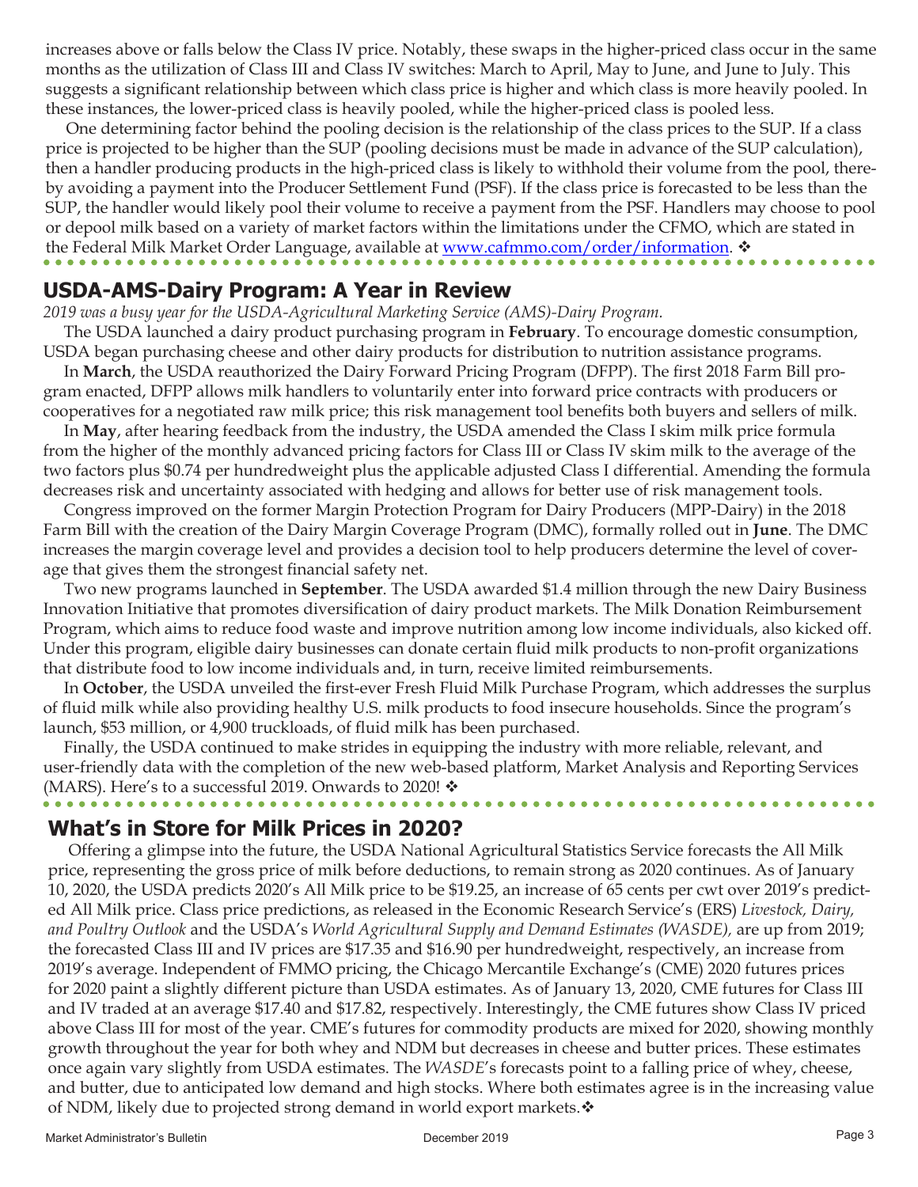increases above or falls below the Class IV price. Notably, these swaps in the higher-priced class occur in the same months as the utilization of Class III and Class IV switches: March to April, May to June, and June to July. This suggests a significant relationship between which class price is higher and which class is more heavily pooled. In these instances, the lower-priced class is heavily pooled, while the higher-priced class is pooled less.

One determining factor behind the pooling decision is the relationship of the class prices to the SUP. If a class price is projected to be higher than the SUP (pooling decisions must be made in advance of the SUP calculation), then a handler producing products in the high-priced class is likely to withhold their volume from the pool, thereby avoiding a payment into the Producer Settlement Fund (PSF). If the class price is forecasted to be less than the SUP, the handler would likely pool their volume to receive a payment from the PSF. Handlers may choose to pool or depool milk based on a variety of market factors within the limitations under the CFMO, which are stated in the Federal Milk Market Order Language, available at [www.cafmmo.com/order/information](www.cafmmo.com/order/information). ❖

## USDA-AMS-Dairy Program: A Year in Review

*2019 was a busy year for the USDA-Agricultural Marketing Service (AMS)-Dairy Program.*

The USDA launched a dairy product purchasing program in **February**. To encourage domestic consumption, USDA began purchasing cheese and other dairy products for distribution to nutrition assistance programs.

In **March**, the USDA reauthorized the Dairy Forward Pricing Program (DFPP). The first 2018 Farm Bill program enacted, DFPP allows milk handlers to voluntarily enter into forward price contracts with producers or cooperatives for a negotiated raw milk price; this risk management tool benefits both buyers and sellers of milk.

In **May**, after hearing feedback from the industry, the USDA amended the Class I skim milk price formula from the higher of the monthly advanced pricing factors for Class III or Class IV skim milk to the average of the two factors plus $0.74 per hundredweight plus the applicable adjusted Class I differential. Amending the formula decreases risk and uncertainty associated with hedging and allows for better use of risk management tools.

Congress improved on the former Margin Protection Program for Dairy Producers (MPP-Dairy) in the 2018 Farm Bill with the creation of the Dairy Margin Coverage Program (DMC), formally rolled out in **June**. The DMC increases the margin coverage level and provides a decision tool to help producers determine the level of coverage that gives them the strongest financial safety net.

Two new programs launched in **September**. The USDA awarded $1.4 million through the new Dairy Business Innovation Initiative that promotes diversification of dairy product markets. The Milk Donation Reimbursement Program, which aims to reduce food waste and improve nutrition among low income individuals, also kicked off. Under this program, eligible dairy businesses can donate certain fluid milk products to non-profit organizations that distribute food to low income individuals and, in turn, receive limited reimbursements.

In **October**, the USDA unveiled the first-ever Fresh Fluid Milk Purchase Program, which addresses the surplus of fluid milk while also providing healthy U.S. milk products to food insecure households. Since the program's launch, $53 million, or 4,900 truckloads, of fluid milk has been purchased.

Finally, the USDA continued to make strides in equipping the industry with more reliable, relevant, and user-friendly data with the completion of the new web-based platform, Market Analysis and Reporting Services (MARS). Here's to a successful 2019. Onwards to 2020! ❖

## What's in Store for Milk Prices in 2020?

Offering a glimpse into the future, the USDA National Agricultural Statistics Service forecasts the All Milk price, representing the gross price of milk before deductions, to remain strong as 2020 continues. As of January 10, 2020, the USDA predicts 2020's All Milk price to be $19.25, an increase of 65 cents per cwt over 2019's predicted All Milk price. Class price predictions, as released in the Economic Research Service's (ERS) *Livestock, Dairy, and Poultry Outlook* and the USDA's *World Agricultural Supply and Demand Estimates (WASDE),* are up from 2019; the forecasted Class III and IV prices are $17.35 and $16.90 per hundredweight, respectively, an increase from 2019's average. Independent of FMMO pricing, the Chicago Mercantile Exchange's (CME) 2020 futures prices for 2020 paint a slightly different picture than USDA estimates. As of January 13, 2020, CME futures for Class III and IV traded at an average $17.40 and $17.82, respectively. Interestingly, the CME futures show Class IV priced above Class III for most of the year. CME's futures for commodity products are mixed for 2020, showing monthly growth throughout the year for both whey and NDM but decreases in cheese and butter prices. These estimates once again vary slightly from USDA estimates. The *WASDE*'s forecasts point to a falling price of whey, cheese, and butter, due to anticipated low demand and high stocks. Where both estimates agree is in the increasing value of NDM, likely due to projected strong demand in world export markets.❖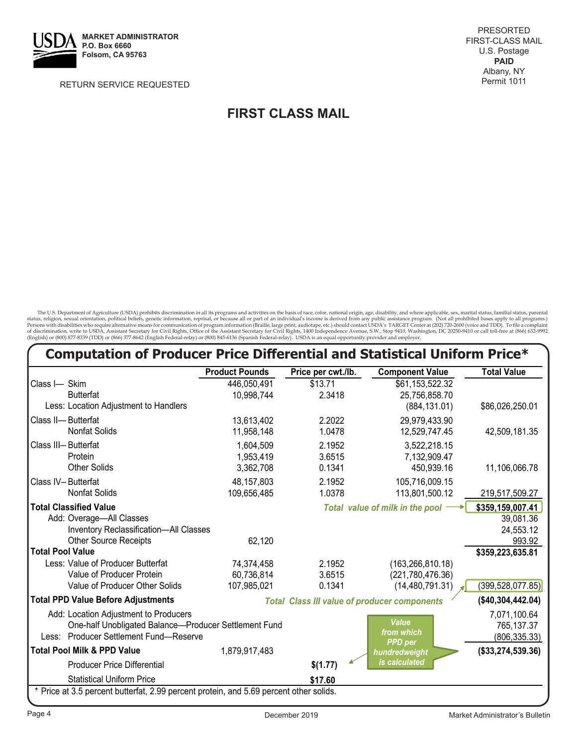MARKET ADMINISTRATOR
P.O. Box 6660
Folsom, CA 95763

RETURN SERVICE REQUESTED

PRESORTED
FIRST-CLASS MAIL
U.S. Postage
**PAID**
Albany, NY
Permit 1011

## FIRST CLASS MAIL

The U.S. Department of Agriculture (USDA) prohibits discrimination in all its programs and activities on the basis of race, color, national origin, age, disability, and where applicable, sex, marital status, familial status, parental status, religion, sexual orientation, political beliefs, genetic information, reprisal, or because all or part of an individual's income is derived from any public assistance program. (Not all prohibited bases apply to all programs.) Persons with disabilities who require alternative means for communication of program information (Braille, large print, audiotape, etc.) should contact USDA's TARGET Center at (202) 720-2600 (voice and TDD). To file a complaint of discrimination, write to USDA, Assistant Secretary for Civil Rights, Office of the Assistant Secretary for Civil Rights, 1400 Independence Avenue, S.W., Stop 9410, Washington, DC 20250-9410 or call toll-free at (866) 632-9992 (English) or (800) 877-8339 (TDD) or (866) 377-8642 (English Federal-relay) or (800) 845-6136 (Spanish Federal-relay). USDA is an equal opportunity provider and employer.

## Computation of Producer Price Differential and Statistical Uniform Price*

| | Product Pounds | Price per cwt./lb. | Component Value | Total Value |
|---|---|---|---|---|
| Class I— Skim | 446,050,491 | $13.71 | $61,153,522.32 | |
| Butterfat | 10,998,744 | 2.3418 | 25,756,858.70 | |
| Less: Location Adjustment to Handlers | | | (884,131.01) | $86,026,250.01 |
| Class II— Butterfat | 13,613,402 | 2.2022 | 29,979,433.90 | |
| Nonfat Solids | 11,958,148 | 1.0478 | 12,529,747.45 | 42,509,181.35 |
| Class III— Butterfat | 1,604,509 | 2.1952 | 3,522,218.15 | |
| Protein | 1,953,419 | 3.6515 | 7,132,909.47 | |
| Other Solids | 3,362,708 | 0.1341 | 450,939.16 | 11,106,066.78 |
| Class IV— Butterfat | 48,157,803 | 2.1952 | 105,716,009.15 | |
| Nonfat Solids | 109,656,485 | 1.0378 | 113,801,500.12 | 219,517,509.27 |
| **Total Classified Value** | | | *Total value of milk in the pool* | **$359,159,007.41** |
| Add: Overage—All Classes | | | | 39,081.36 |
| Inventory Reclassification—All Classes | | | | 24,553.12 |
| Other Source Receipts | 62,120 | | | 993.92 |
| **Total Pool Value** | | | | **$359,223,635.81** |
| Less: Value of Producer Butterfat | 74,374,458 | 2.1952 | (163,266,810.18) | |
| Value of Producer Protein | 60,736,814 | 3.6515 | (221,780,476.36) | |
| Value of Producer Other Solids | 107,985,021 | 0.1341 | (14,480,791.31) | (399,528,077.85) |
| **Total PPD Value Before Adjustments** | | *Total Class III value of producer components* | | **($40,304,442.04)** |
| Add: Location Adjustment to Producers | | | | 7,071,100.64 |
| One-half Unobligated Balance—Producer Settlement Fund | | | | 765,137.37 |
| Less: Producer Settlement Fund—Reserve | | | | (806,335.33) |
| **Total Pool Milk & PPD Value** | 1,879,917,483 | | *Value from which PPD per hundredweight is calculated* | **($33,274,539.36)** |
| Producer Price Differential | | **$(1.77)** | | |
| Statistical Uniform Price | | **$17.60** | | |

\* Price at 3.5 percent butterfat, 2.99 percent protein, and 5.69 percent other solids.